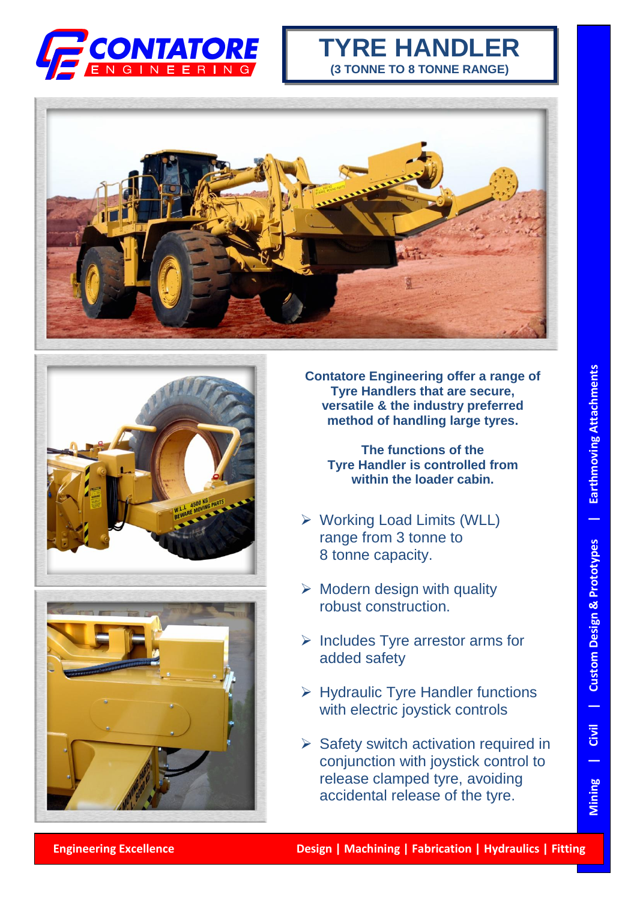# TYRE HANDLER

**(3 TONNE TO 8 TONNE RANGE)**

**Contatore Engineering offer a range of Tyre Handlers that are secure, versatile & the industry preferred method of handling large tyres.**

**The functions of the Tyre Handler is controlled from within the loader cabin.**

- Working Load Limits (WLL) range from 3 tonne to 8 tonne capacity.
- Modern design with quality robust construction.
- Includes Tyre arrestor arms for added safety
- Hydraulic Tyre Handler functions with electric joystick controls
- Safety switch activation required in conjunction with joystick control to release clamped tyre, avoiding accidental release of the tyre.

Mining | Civil | Custom Design & Prototypes | Earthmoving Attachments

**Engineering Excellence** **Design | Machining | Fabrication | Hydraulics | Fitting**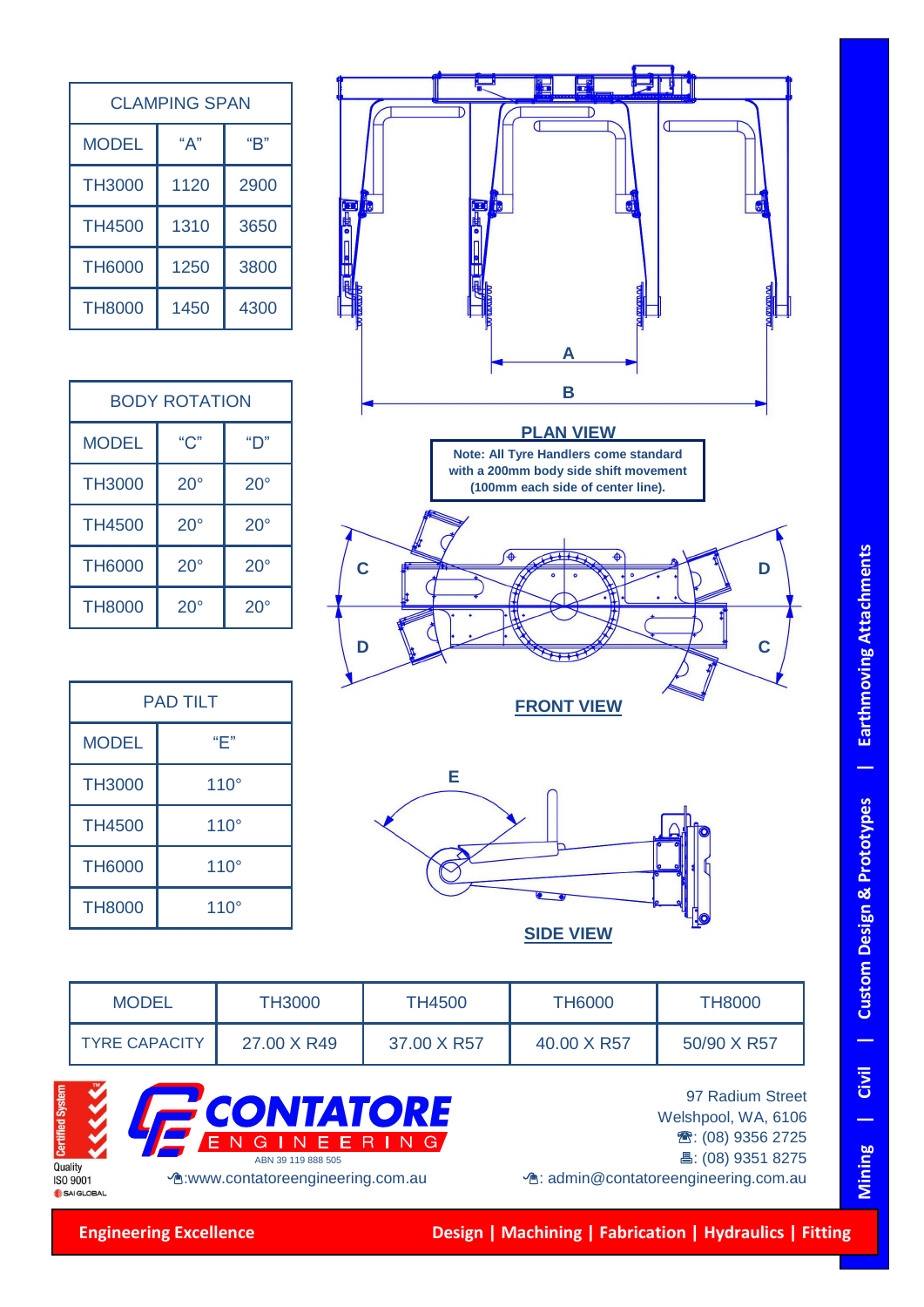| CLAMPING SPAN | | |
|---|---|---|
| MODEL | "A" | "B" |
| TH3000 | 1120 | 2900 |
| TH4500 | 1310 | 3650 |
| TH6000 | 1250 | 3800 |
| TH8000 | 1450 | 4300 |

| BODY ROTATION | | |
|---|---|---|
| MODEL | "C" | "D" |
| TH3000 | 20° | 20° |
| TH4500 | 20° | 20° |
| TH6000 | 20° | 20° |
| TH8000 | 20° | 20° |

| PAD TILT | |
|---|---|
| MODEL | "E" |
| TH3000 | 110° |
| TH4500 | 110° |
| TH6000 | 110° |
| TH8000 | 110° |

A

B

**PLAN VIEW**

**Note: All Tyre Handlers come standard with a 200mm body side shift movement (100mm each side of center line).**

C D D C

**FRONT VIEW**

E

**SIDE VIEW**

| MODEL | TH3000 | TH4500 | TH6000 | TH8000 |
|---|---|---|---|---|
| TYRE CAPACITY | 27.00 X R49 | 37.00 X R57 | 40.00 X R57 | 50/90 X R57 |

Certified System Quality ISO 9001 SAI GLOBAL

CONTATORE ENGINEERING

ABN 39 119 888 505

:www.contatoreengineering.com.au

97 Radium Street
Welshpool, WA, 6106
☎: (08) 9356 2725
🖷: (08) 9351 8275
: admin@contatoreengineering.com.au

**Engineering Excellence** **Design | Machining | Fabrication | Hydraulics | Fitting**

**Mining | Civil | Custom Design & Prototypes | Earthmoving Attachments**